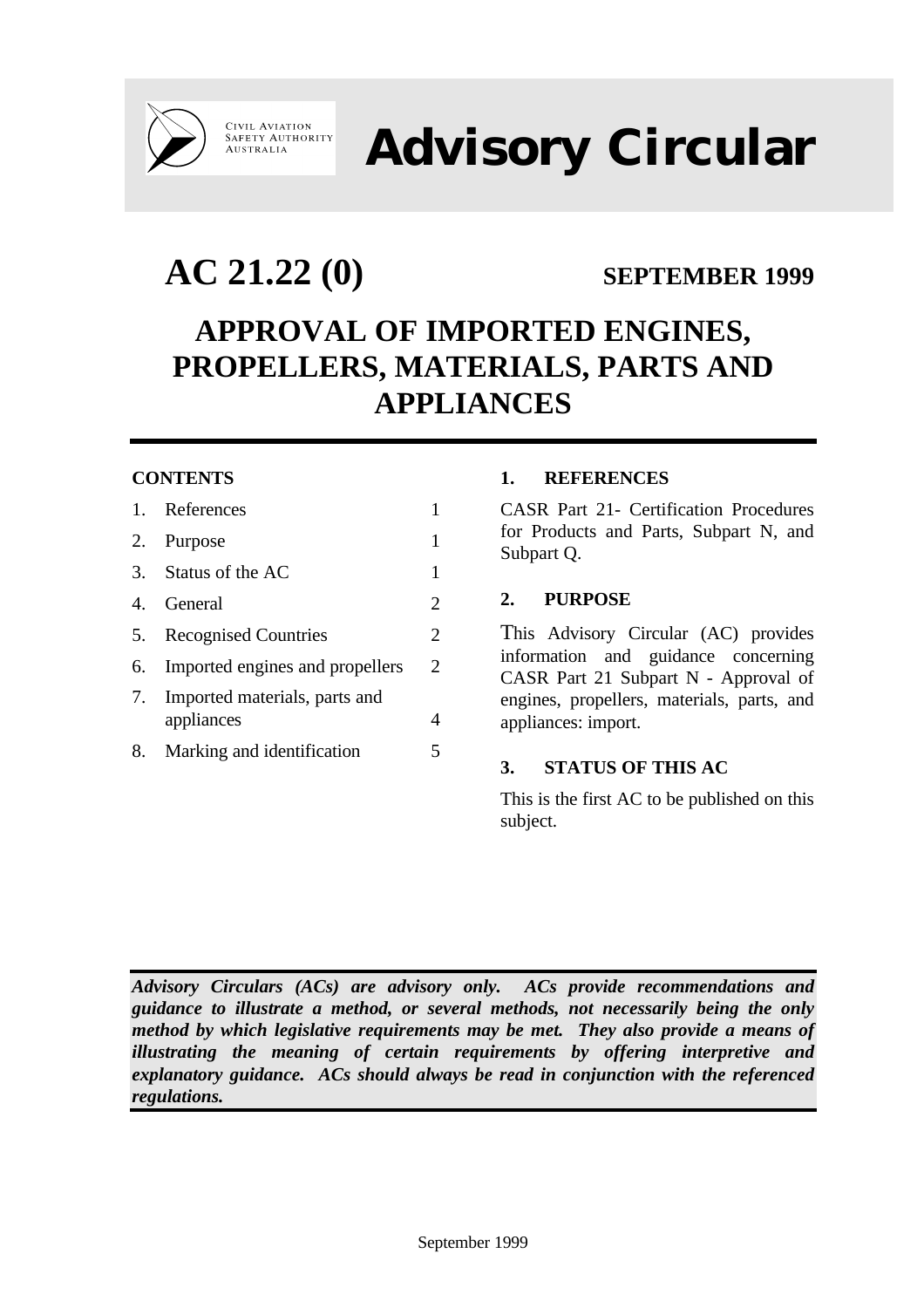CIVIL AVIATION SAFETY AUTHORITY AUSTRALIA

# Advisory Circular

## AC 21.22 (0) SEPTEMBER 1999

# APPROVAL OF IMPORTED ENGINES, PROPELLERS, MATERIALS, PARTS AND APPLIANCES

**CONTENTS**

| | | |
|---|---|---|
| 1. | References | 1 |
| 2. | Purpose | 1 |
| 3. | Status of the AC | 1 |
| 4. | General | 2 |
| 5. | Recognised Countries | 2 |
| 6. | Imported engines and propellers | 2 |
| 7. | Imported materials, parts and appliances | 4 |
| 8. | Marking and identification | 5 |

### 1. REFERENCES

CASR Part 21- Certification Procedures for Products and Parts, Subpart N, and Subpart Q.

### 2. PURPOSE

This Advisory Circular (AC) provides information and guidance concerning CASR Part 21 Subpart N - Approval of engines, propellers, materials, parts, and appliances: import.

### 3. STATUS OF THIS AC

This is the first AC to be published on this subject.

***Advisory Circulars (ACs) are advisory only. ACs provide recommendations and guidance to illustrate a method, or several methods, not necessarily being the only method by which legislative requirements may be met. They also provide a means of illustrating the meaning of certain requirements by offering interpretive and explanatory guidance. ACs should always be read in conjunction with the referenced regulations.***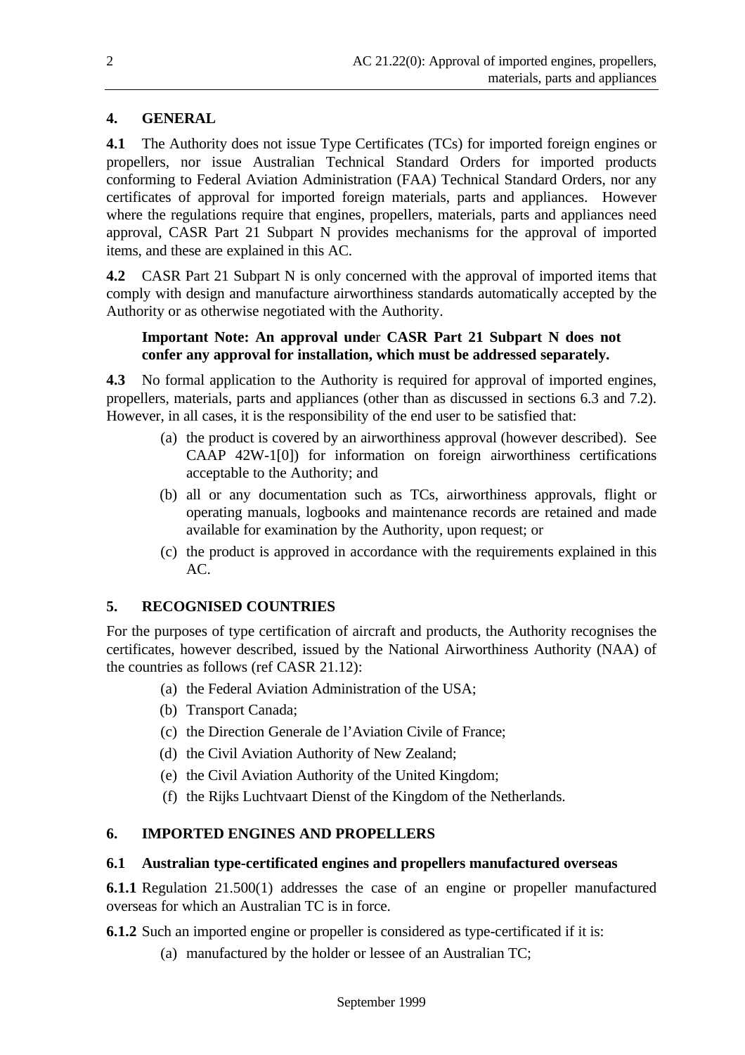## 4. GENERAL

**4.1** The Authority does not issue Type Certificates (TCs) for imported foreign engines or propellers, nor issue Australian Technical Standard Orders for imported products conforming to Federal Aviation Administration (FAA) Technical Standard Orders, nor any certificates of approval for imported foreign materials, parts and appliances. However where the regulations require that engines, propellers, materials, parts and appliances need approval, CASR Part 21 Subpart N provides mechanisms for the approval of imported items, and these are explained in this AC.

**4.2** CASR Part 21 Subpart N is only concerned with the approval of imported items that comply with design and manufacture airworthiness standards automatically accepted by the Authority or as otherwise negotiated with the Authority.

> **Important Note: An approval under CASR Part 21 Subpart N does not confer any approval for installation, which must be addressed separately.**

**4.3** No formal application to the Authority is required for approval of imported engines, propellers, materials, parts and appliances (other than as discussed in sections 6.3 and 7.2). However, in all cases, it is the responsibility of the end user to be satisfied that:

(a) the product is covered by an airworthiness approval (however described). See CAAP 42W-1[0]) for information on foreign airworthiness certifications acceptable to the Authority; and

(b) all or any documentation such as TCs, airworthiness approvals, flight or operating manuals, logbooks and maintenance records are retained and made available for examination by the Authority, upon request; or

(c) the product is approved in accordance with the requirements explained in this AC.

## 5. RECOGNISED COUNTRIES

For the purposes of type certification of aircraft and products, the Authority recognises the certificates, however described, issued by the National Airworthiness Authority (NAA) of the countries as follows (ref CASR 21.12):

(a) the Federal Aviation Administration of the USA;

(b) Transport Canada;

(c) the Direction Generale de l'Aviation Civile of France;

(d) the Civil Aviation Authority of New Zealand;

(e) the Civil Aviation Authority of the United Kingdom;

(f) the Rijks Luchtvaart Dienst of the Kingdom of the Netherlands.

## 6. IMPORTED ENGINES AND PROPELLERS

### 6.1 Australian type-certificated engines and propellers manufactured overseas

**6.1.1** Regulation 21.500(1) addresses the case of an engine or propeller manufactured overseas for which an Australian TC is in force.

**6.1.2** Such an imported engine or propeller is considered as type-certificated if it is:

(a) manufactured by the holder or lessee of an Australian TC;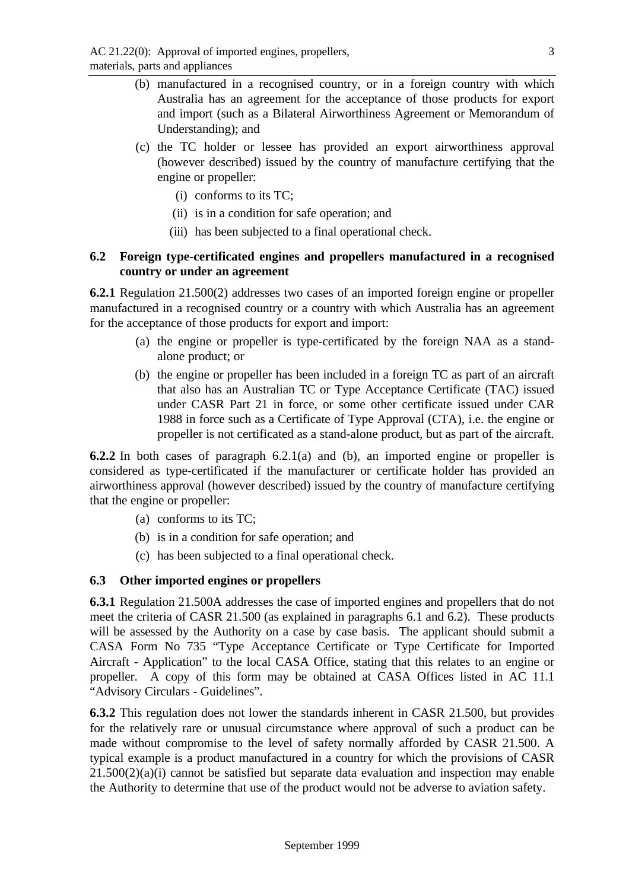(b) manufactured in a recognised country, or in a foreign country with which Australia has an agreement for the acceptance of those products for export and import (such as a Bilateral Airworthiness Agreement or Memorandum of Understanding); and

(c) the TC holder or lessee has provided an export airworthiness approval (however described) issued by the country of manufacture certifying that the engine or propeller:

   (i) conforms to its TC;

   (ii) is in a condition for safe operation; and

   (iii) has been subjected to a final operational check.

### 6.2 Foreign type-certificated engines and propellers manufactured in a recognised country or under an agreement

**6.2.1** Regulation 21.500(2) addresses two cases of an imported foreign engine or propeller manufactured in a recognised country or a country with which Australia has an agreement for the acceptance of those products for export and import:

(a) the engine or propeller is type-certificated by the foreign NAA as a stand-alone product; or

(b) the engine or propeller has been included in a foreign TC as part of an aircraft that also has an Australian TC or Type Acceptance Certificate (TAC) issued under CASR Part 21 in force, or some other certificate issued under CAR 1988 in force such as a Certificate of Type Approval (CTA), i.e. the engine or propeller is not certificated as a stand-alone product, but as part of the aircraft.

**6.2.2** In both cases of paragraph 6.2.1(a) and (b), an imported engine or propeller is considered as type-certificated if the manufacturer or certificate holder has provided an airworthiness approval (however described) issued by the country of manufacture certifying that the engine or propeller:

(a) conforms to its TC;

(b) is in a condition for safe operation; and

(c) has been subjected to a final operational check.

### 6.3 Other imported engines or propellers

**6.3.1** Regulation 21.500A addresses the case of imported engines and propellers that do not meet the criteria of CASR 21.500 (as explained in paragraphs 6.1 and 6.2). These products will be assessed by the Authority on a case by case basis. The applicant should submit a CASA Form No 735 "Type Acceptance Certificate or Type Certificate for Imported Aircraft - Application" to the local CASA Office, stating that this relates to an engine or propeller. A copy of this form may be obtained at CASA Offices listed in AC 11.1 "Advisory Circulars - Guidelines".

**6.3.2** This regulation does not lower the standards inherent in CASR 21.500, but provides for the relatively rare or unusual circumstance where approval of such a product can be made without compromise to the level of safety normally afforded by CASR 21.500. A typical example is a product manufactured in a country for which the provisions of CASR 21.500(2)(a)(i) cannot be satisfied but separate data evaluation and inspection may enable the Authority to determine that use of the product would not be adverse to aviation safety.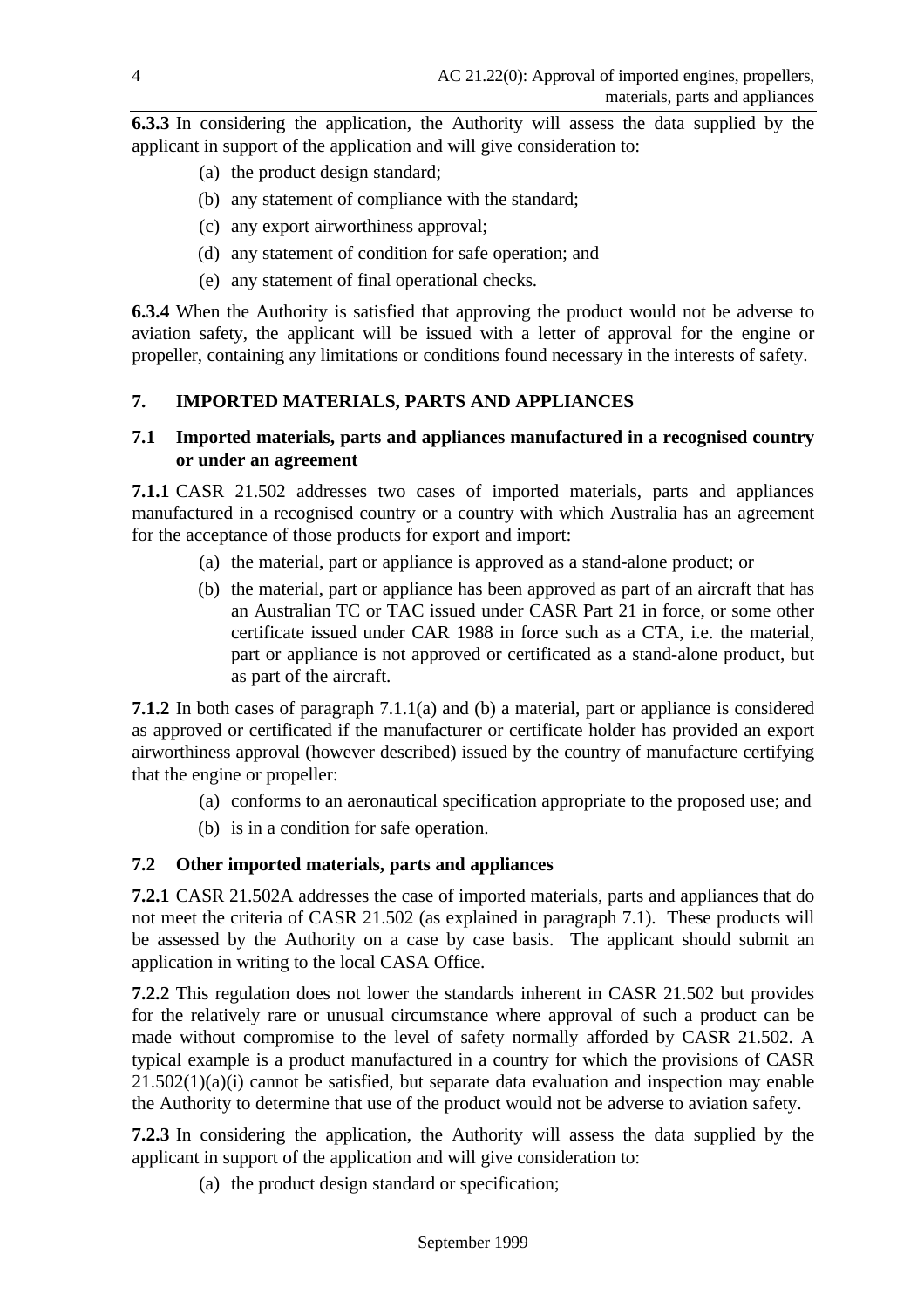**6.3.3** In considering the application, the Authority will assess the data supplied by the applicant in support of the application and will give consideration to:

(a) the product design standard;

(b) any statement of compliance with the standard;

(c) any export airworthiness approval;

(d) any statement of condition for safe operation; and

(e) any statement of final operational checks.

**6.3.4** When the Authority is satisfied that approving the product would not be adverse to aviation safety, the applicant will be issued with a letter of approval for the engine or propeller, containing any limitations or conditions found necessary in the interests of safety.

## 7. IMPORTED MATERIALS, PARTS AND APPLIANCES

### 7.1 Imported materials, parts and appliances manufactured in a recognised country or under an agreement

**7.1.1** CASR 21.502 addresses two cases of imported materials, parts and appliances manufactured in a recognised country or a country with which Australia has an agreement for the acceptance of those products for export and import:

(a) the material, part or appliance is approved as a stand-alone product; or

(b) the material, part or appliance has been approved as part of an aircraft that has an Australian TC or TAC issued under CASR Part 21 in force, or some other certificate issued under CAR 1988 in force such as a CTA, i.e. the material, part or appliance is not approved or certificated as a stand-alone product, but as part of the aircraft.

**7.1.2** In both cases of paragraph 7.1.1(a) and (b) a material, part or appliance is considered as approved or certificated if the manufacturer or certificate holder has provided an export airworthiness approval (however described) issued by the country of manufacture certifying that the engine or propeller:

(a) conforms to an aeronautical specification appropriate to the proposed use; and

(b) is in a condition for safe operation.

### 7.2 Other imported materials, parts and appliances

**7.2.1** CASR 21.502A addresses the case of imported materials, parts and appliances that do not meet the criteria of CASR 21.502 (as explained in paragraph 7.1). These products will be assessed by the Authority on a case by case basis. The applicant should submit an application in writing to the local CASA Office.

**7.2.2** This regulation does not lower the standards inherent in CASR 21.502 but provides for the relatively rare or unusual circumstance where approval of such a product can be made without compromise to the level of safety normally afforded by CASR 21.502. A typical example is a product manufactured in a country for which the provisions of CASR 21.502(1)(a)(i) cannot be satisfied, but separate data evaluation and inspection may enable the Authority to determine that use of the product would not be adverse to aviation safety.

**7.2.3** In considering the application, the Authority will assess the data supplied by the applicant in support of the application and will give consideration to:

(a) the product design standard or specification;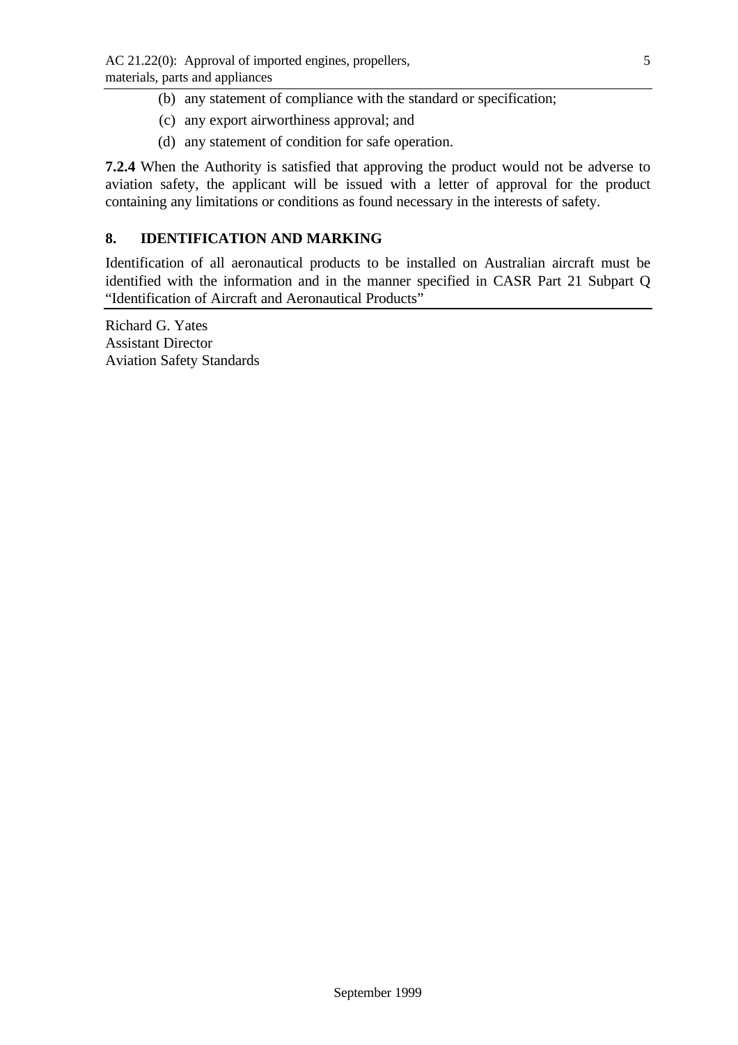(b) any statement of compliance with the standard or specification;

(c) any export airworthiness approval; and

(d) any statement of condition for safe operation.

**7.2.4** When the Authority is satisfied that approving the product would not be adverse to aviation safety, the applicant will be issued with a letter of approval for the product containing any limitations or conditions as found necessary in the interests of safety.

## 8. IDENTIFICATION AND MARKING

Identification of all aeronautical products to be installed on Australian aircraft must be identified with the information and in the manner specified in CASR Part 21 Subpart Q "Identification of Aircraft and Aeronautical Products"

Richard G. Yates
Assistant Director
Aviation Safety Standards

September 1999